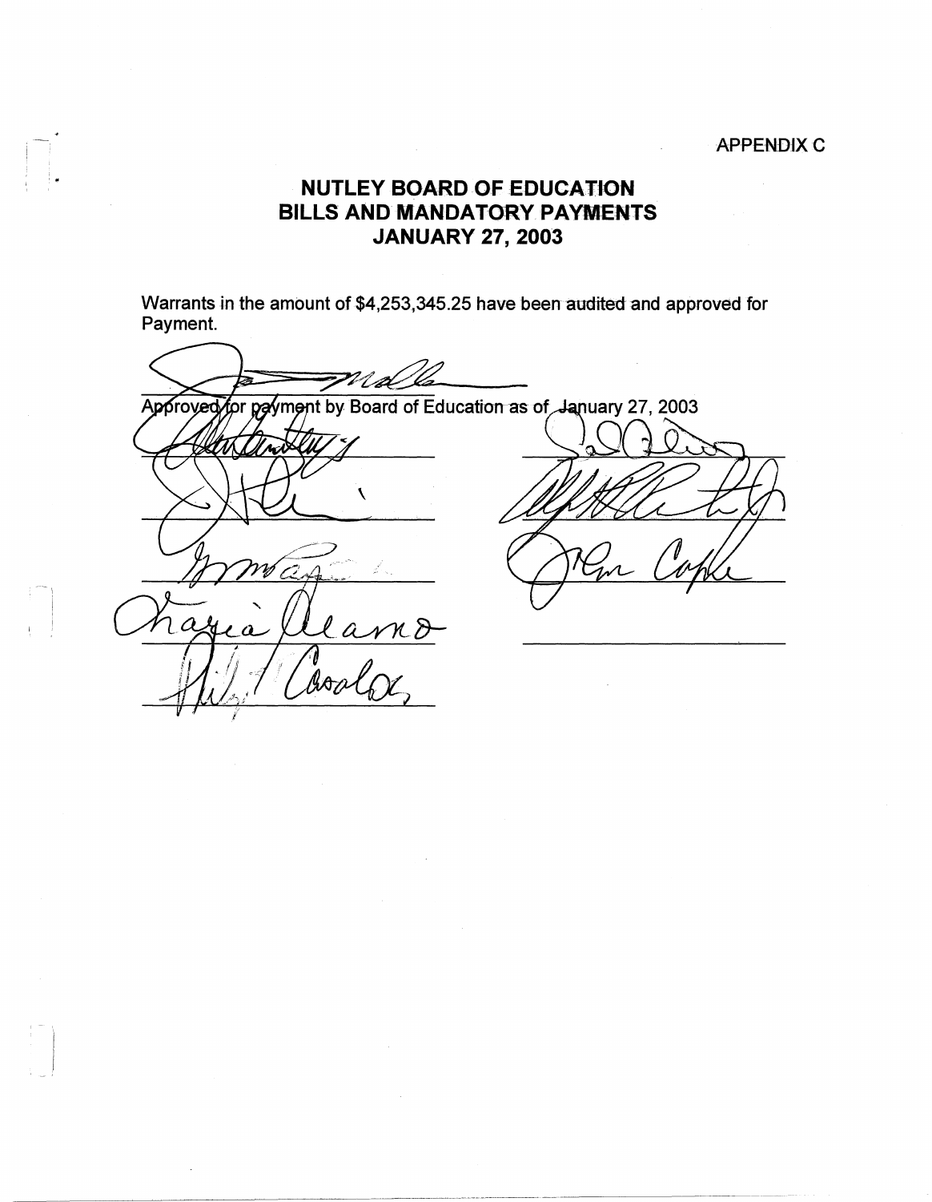APPENDIX C

# NUTLEY BOARD OF EDUCATION
## BILLS AND MANDATORY PAYMENTS
## JANUARY 27, 2003

Warrants in the amount of $4,253,345.25 have been audited and approved for Payment.

Approved for payment by Board of Education as of January 27, 2003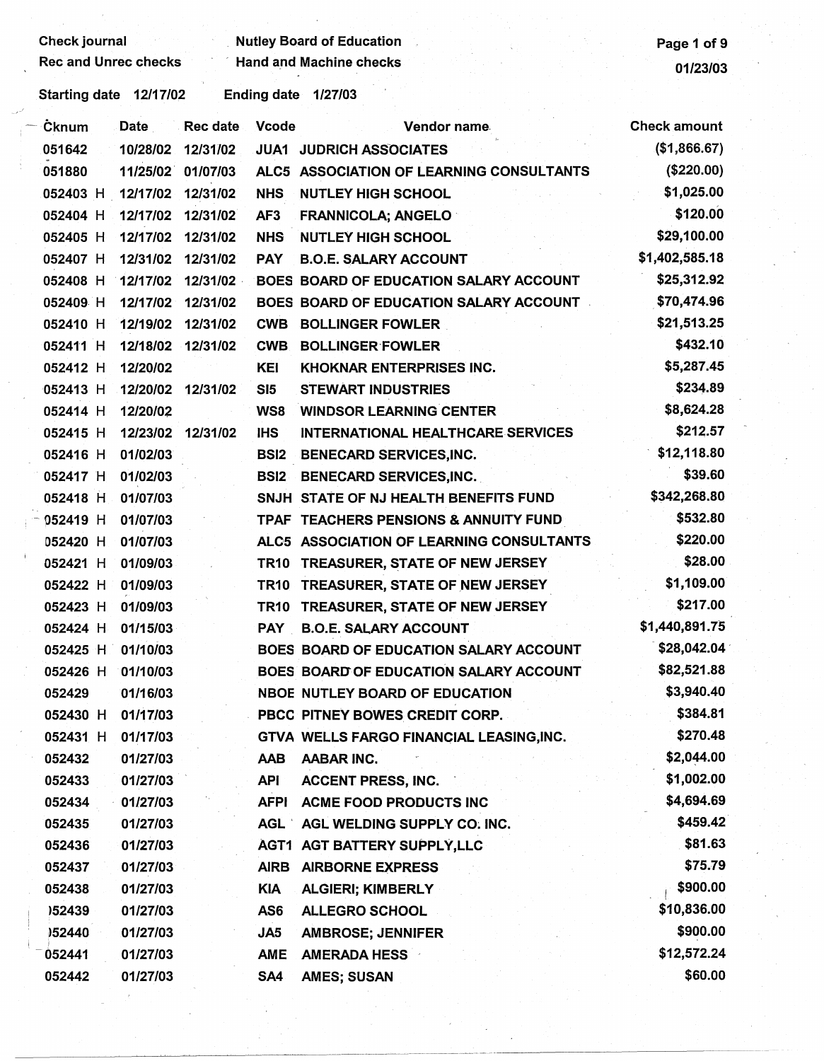Check journal — Nutley Board of Education
Rec and Unrec checks — Hand and Machine checks
01/23/03

Starting date 12/17/02 Ending date 1/27/03

| Cknum | Date | Rec date | Vcode | Vendor name | Check amount |
|---|---|---|---|---|---|
| 051642 | 10/28/02 | 12/31/02 | JUA1 | JUDRICH ASSOCIATES | ($1,866.67) |
| 051880 | 11/25/02 | 01/07/03 | ALC5 | ASSOCIATION OF LEARNING CONSULTANTS | ($220.00) |
| 052403 H | 12/17/02 | 12/31/02 | NHS | NUTLEY HIGH SCHOOL | $1,025.00 |
| 052404 H | 12/17/02 | 12/31/02 | AF3 | FRANNICOLA; ANGELO | $120.00 |
| 052405 H | 12/17/02 | 12/31/02 | NHS | NUTLEY HIGH SCHOOL | $29,100.00 |
| 052407 H | 12/31/02 | 12/31/02 | PAY | B.O.E. SALARY ACCOUNT | $1,402,585.18 |
| 052408 H | 12/17/02 | 12/31/02 | BOES | BOARD OF EDUCATION SALARY ACCOUNT | $25,312.92 |
| 052409 H | 12/17/02 | 12/31/02 | BOES | BOARD OF EDUCATION SALARY ACCOUNT | $70,474.96 |
| 052410 H | 12/19/02 | 12/31/02 | CWB | BOLLINGER FOWLER | $21,513.25 |
| 052411 H | 12/18/02 | 12/31/02 | CWB | BOLLINGER FOWLER | $432.10 |
| 052412 H | 12/20/02 | | KEI | KHOKNAR ENTERPRISES INC. | $5,287.45 |
| 052413 H | 12/20/02 | 12/31/02 | SI5 | STEWART INDUSTRIES | $234.89 |
| 052414 H | 12/20/02 | | WS8 | WINDSOR LEARNING CENTER | $8,624.28 |
| 052415 H | 12/23/02 | 12/31/02 | IHS | INTERNATIONAL HEALTHCARE SERVICES | $212.57 |
| 052416 H | 01/02/03 | | BSI2 | BENECARD SERVICES,INC. | $12,118.80 |
| 052417 H | 01/02/03 | | BSI2 | BENECARD SERVICES,INC. | $39.60 |
| 052418 H | 01/07/03 | | SNJH | STATE OF NJ HEALTH BENEFITS FUND | $342,268.80 |
| 052419 H | 01/07/03 | | TPAF | TEACHERS PENSIONS & ANNUITY FUND | $532.80 |
| 052420 H | 01/07/03 | | ALC5 | ASSOCIATION OF LEARNING CONSULTANTS | $220.00 |
| 052421 H | 01/09/03 | | TR10 | TREASURER, STATE OF NEW JERSEY | $28.00 |
| 052422 H | 01/09/03 | | TR10 | TREASURER, STATE OF NEW JERSEY | $1,109.00 |
| 052423 H | 01/09/03 | | TR10 | TREASURER, STATE OF NEW JERSEY | $217.00 |
| 052424 H | 01/15/03 | | PAY | B.O.E. SALARY ACCOUNT | $1,440,891.75 |
| 052425 H | 01/10/03 | | BOES | BOARD OF EDUCATION SALARY ACCOUNT | $28,042.04 |
| 052426 H | 01/10/03 | | BOES | BOARD OF EDUCATION SALARY ACCOUNT | $82,521.88 |
| 052429 | 01/16/03 | | NBOE | NUTLEY BOARD OF EDUCATION | $3,940.40 |
| 052430 H | 01/17/03 | | PBCC | PITNEY BOWES CREDIT CORP. | $384.81 |
| 052431 H | 01/17/03 | | GTVA | WELLS FARGO FINANCIAL LEASING,INC. | $270.48 |
| 052432 | 01/27/03 | | AAB | AABAR INC. | $2,044.00 |
| 052433 | 01/27/03 | | API | ACCENT PRESS, INC. | $1,002.00 |
| 052434 | 01/27/03 | | AFPI | ACME FOOD PRODUCTS INC | $4,694.69 |
| 052435 | 01/27/03 | | AGL | AGL WELDING SUPPLY CO. INC. | $459.42 |
| 052436 | 01/27/03 | | AGT1 | AGT BATTERY SUPPLY,LLC | $81.63 |
| 052437 | 01/27/03 | | AIRB | AIRBORNE EXPRESS | $75.79 |
| 052438 | 01/27/03 | | KIA | ALGIERI; KIMBERLY | $900.00 |
| 052439 | 01/27/03 | | AS6 | ALLEGRO SCHOOL | $10,836.00 |
| 052440 | 01/27/03 | | JA5 | AMBROSE; JENNIFER | $900.00 |
| 052441 | 01/27/03 | | AME | AMERADA HESS | $12,572.24 |
| 052442 | 01/27/03 | | SA4 | AMES; SUSAN | $60.00 |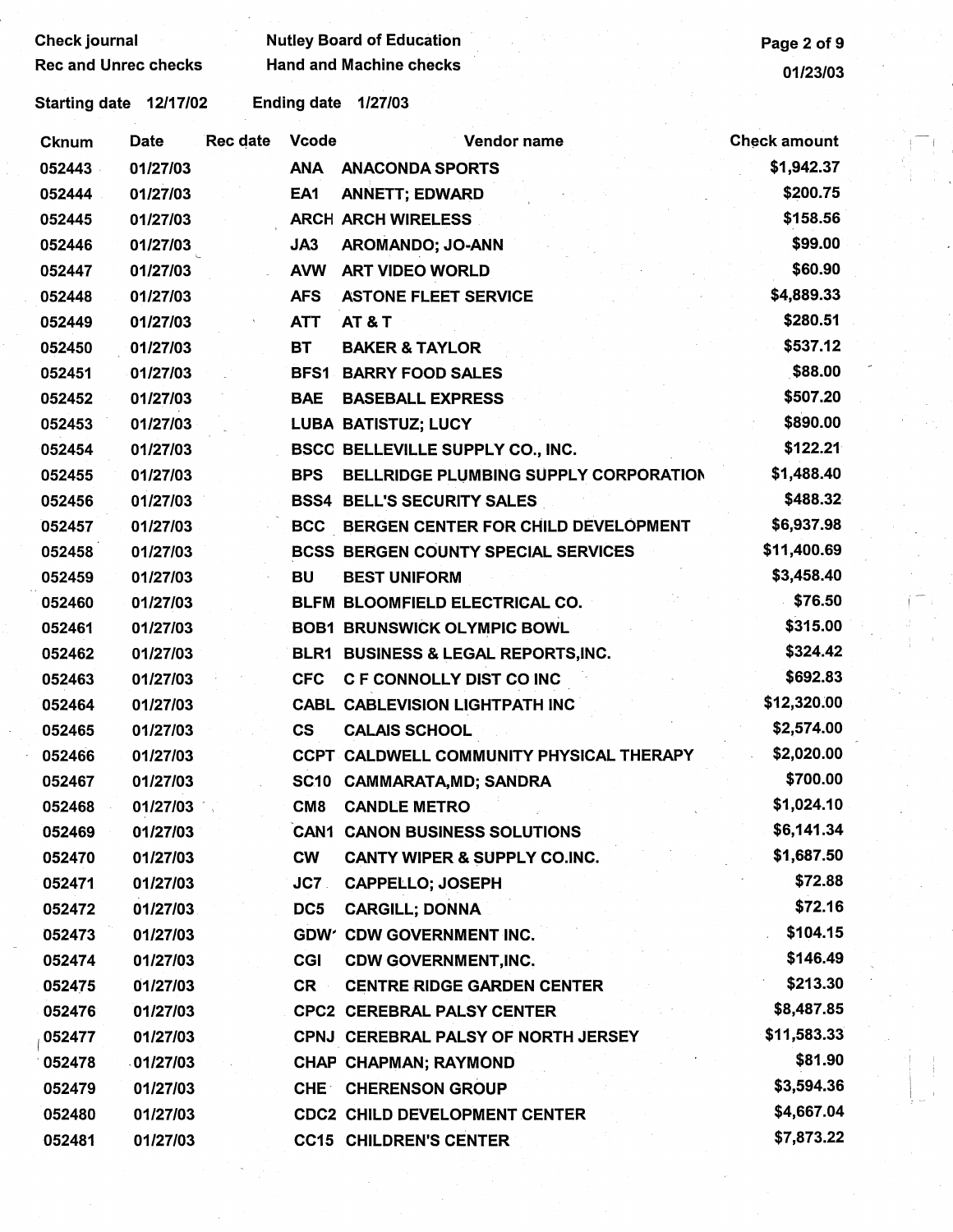Check journal
Rec and Unrec checks

Nutley Board of Education
Hand and Machine checks

01/23/03

Starting date 12/17/02 Ending date 1/27/03

| Cknum | Date | Rec date | Vcode | Vendor name | Check amount |
|---|---|---|---|---|---|
| 052443 | 01/27/03 | | ANA | ANACONDA SPORTS | $1,942.37 |
| 052444 | 01/27/03 | | EA1 | ANNETT; EDWARD | $200.75 |
| 052445 | 01/27/03 | | ARCH | ARCH WIRELESS | $158.56 |
| 052446 | 01/27/03 | | JA3 | AROMANDO; JO-ANN | $99.00 |
| 052447 | 01/27/03 | | AVW | ART VIDEO WORLD | $60.90 |
| 052448 | 01/27/03 | | AFS | ASTONE FLEET SERVICE | $4,889.33 |
| 052449 | 01/27/03 | | ATT | AT & T | $280.51 |
| 052450 | 01/27/03 | | BT | BAKER & TAYLOR | $537.12 |
| 052451 | 01/27/03 | | BFS1 | BARRY FOOD SALES | $88.00 |
| 052452 | 01/27/03 | | BAE | BASEBALL EXPRESS | $507.20 |
| 052453 | 01/27/03 | | LUBA | BATISTUZ; LUCY | $890.00 |
| 052454 | 01/27/03 | | BSCC | BELLEVILLE SUPPLY CO., INC. | $122.21 |
| 052455 | 01/27/03 | | BPS | BELLRIDGE PLUMBING SUPPLY CORPORATION | $1,488.40 |
| 052456 | 01/27/03 | | BSS4 | BELL'S SECURITY SALES | $488.32 |
| 052457 | 01/27/03 | | BCC | BERGEN CENTER FOR CHILD DEVELOPMENT | $6,937.98 |
| 052458 | 01/27/03 | | BCSS | BERGEN COUNTY SPECIAL SERVICES | $11,400.69 |
| 052459 | 01/27/03 | | BU | BEST UNIFORM | $3,458.40 |
| 052460 | 01/27/03 | | BLFM | BLOOMFIELD ELECTRICAL CO. | $76.50 |
| 052461 | 01/27/03 | | BOB1 | BRUNSWICK OLYMPIC BOWL | $315.00 |
| 052462 | 01/27/03 | | BLR1 | BUSINESS & LEGAL REPORTS,INC. | $324.42 |
| 052463 | 01/27/03 | | CFC | C F CONNOLLY DIST CO INC | $692.83 |
| 052464 | 01/27/03 | | CABL | CABLEVISION LIGHTPATH INC | $12,320.00 |
| 052465 | 01/27/03 | | CS | CALAIS SCHOOL | $2,574.00 |
| 052466 | 01/27/03 | | CCPT | CALDWELL COMMUNITY PHYSICAL THERAPY | $2,020.00 |
| 052467 | 01/27/03 | | SC10 | CAMMARATA,MD; SANDRA | $700.00 |
| 052468 | 01/27/03 | | CM8 | CANDLE METRO | $1,024.10 |
| 052469 | 01/27/03 | | CAN1 | CANON BUSINESS SOLUTIONS | $6,141.34 |
| 052470 | 01/27/03 | | CW | CANTY WIPER & SUPPLY CO.INC. | $1,687.50 |
| 052471 | 01/27/03 | | JC7 | CAPPELLO; JOSEPH | $72.88 |
| 052472 | 01/27/03 | | DC5 | CARGILL; DONNA | $72.16 |
| 052473 | 01/27/03 | | GDW' | CDW GOVERNMENT INC. | $104.15 |
| 052474 | 01/27/03 | | CGI | CDW GOVERNMENT,INC. | $146.49 |
| 052475 | 01/27/03 | | CR | CENTRE RIDGE GARDEN CENTER | $213.30 |
| 052476 | 01/27/03 | | CPC2 | CEREBRAL PALSY CENTER | $8,487.85 |
| 052477 | 01/27/03 | | CPNJ | CEREBRAL PALSY OF NORTH JERSEY | $11,583.33 |
| 052478 | 01/27/03 | | CHAP | CHAPMAN; RAYMOND | $81.90 |
| 052479 | 01/27/03 | | CHE | CHERENSON GROUP | $3,594.36 |
| 052480 | 01/27/03 | | CDC2 | CHILD DEVELOPMENT CENTER | $4,667.04 |
| 052481 | 01/27/03 | | CC15 | CHILDREN'S CENTER | $7,873.22 |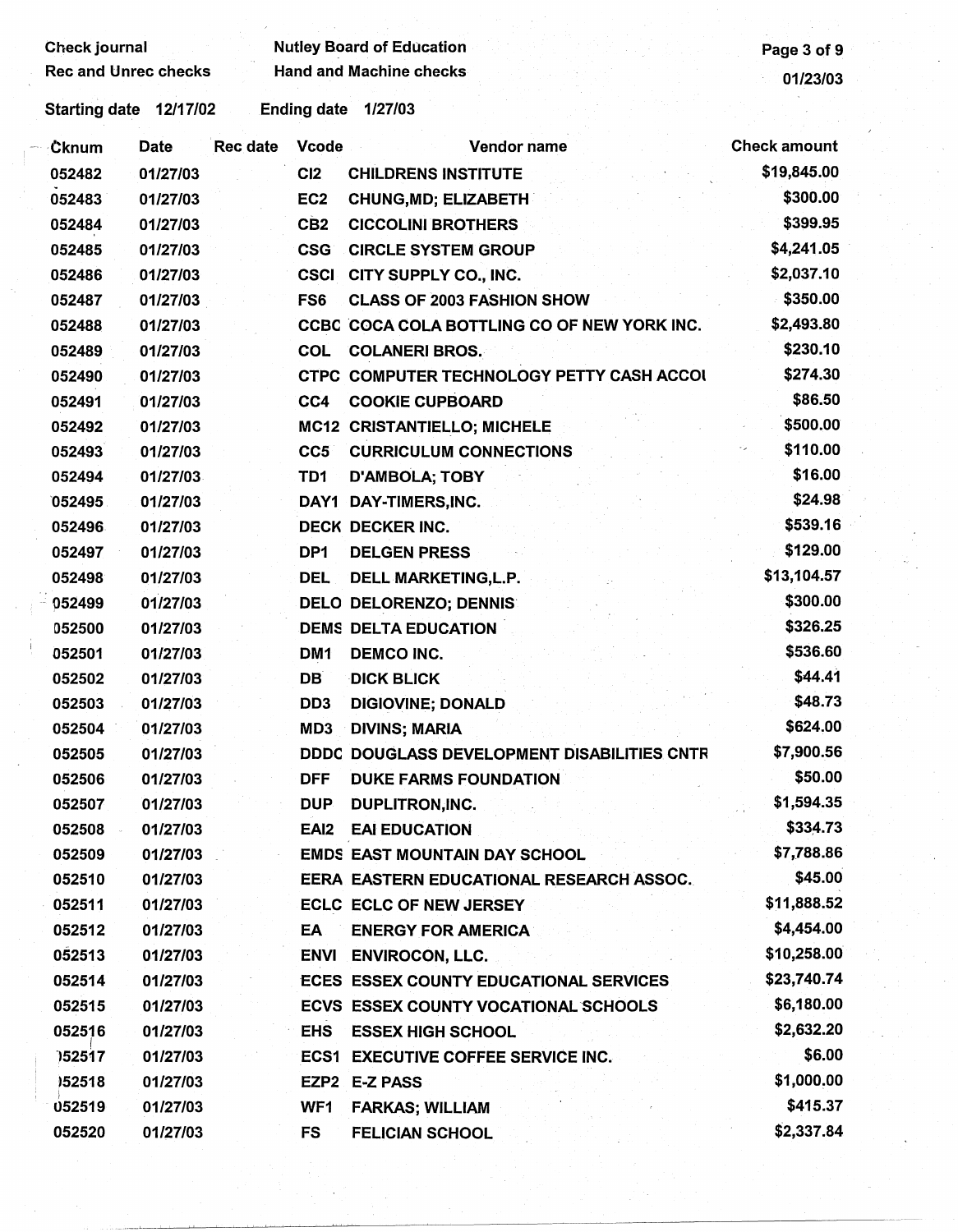Check journal — Nutley Board of Education
Rec and Unrec checks — Hand and Machine checks

Starting date 12/17/02 Ending date 1/27/03

| Cknum | Date | Rec date | Vcode | Vendor name | Check amount |
|---|---|---|---|---|---|
| 052482 | 01/27/03 | | CI2 | CHILDRENS INSTITUTE | $19,845.00 |
| 052483 | 01/27/03 | | EC2 | CHUNG,MD; ELIZABETH | $300.00 |
| 052484 | 01/27/03 | | CB2 | CICCOLINI BROTHERS | $399.95 |
| 052485 | 01/27/03 | | CSG | CIRCLE SYSTEM GROUP | $4,241.05 |
| 052486 | 01/27/03 | | CSCI | CITY SUPPLY CO., INC. | $2,037.10 |
| 052487 | 01/27/03 | | FS6 | CLASS OF 2003 FASHION SHOW | $350.00 |
| 052488 | 01/27/03 | | CCBC | COCA COLA BOTTLING CO OF NEW YORK INC. | $2,493.80 |
| 052489 | 01/27/03 | | COL | COLANERI BROS. | $230.10 |
| 052490 | 01/27/03 | | CTPC | COMPUTER TECHNOLOGY PETTY CASH ACCOI | $274.30 |
| 052491 | 01/27/03 | | CC4 | COOKIE CUPBOARD | $86.50 |
| 052492 | 01/27/03 | | MC12 | CRISTANTIELLO; MICHELE | $500.00 |
| 052493 | 01/27/03 | | CC5 | CURRICULUM CONNECTIONS | $110.00 |
| 052494 | 01/27/03 | | TD1 | D'AMBOLA; TOBY | $16.00 |
| 052495 | 01/27/03 | | DAY1 | DAY-TIMERS,INC. | $24.98 |
| 052496 | 01/27/03 | | DECK | DECKER INC. | $539.16 |
| 052497 | 01/27/03 | | DP1 | DELGEN PRESS | $129.00 |
| 052498 | 01/27/03 | | DEL | DELL MARKETING,L.P. | $13,104.57 |
| 052499 | 01/27/03 | | DELO | DELORENZO; DENNIS | $300.00 |
| 052500 | 01/27/03 | | DEMS | DELTA EDUCATION | $326.25 |
| 052501 | 01/27/03 | | DM1 | DEMCO INC. | $536.60 |
| 052502 | 01/27/03 | | DB | DICK BLICK | $44.41 |
| 052503 | 01/27/03 | | DD3 | DIGIOVINE; DONALD | $48.73 |
| 052504 | 01/27/03 | | MD3 | DIVINS; MARIA | $624.00 |
| 052505 | 01/27/03 | | DDDC | DOUGLASS DEVELOPMENT DISABILITIES CNTR | $7,900.56 |
| 052506 | 01/27/03 | | DFF | DUKE FARMS FOUNDATION | $50.00 |
| 052507 | 01/27/03 | | DUP | DUPLITRON,INC. | $1,594.35 |
| 052508 | 01/27/03 | | EAI2 | EAI EDUCATION | $334.73 |
| 052509 | 01/27/03 | | EMDS | EAST MOUNTAIN DAY SCHOOL | $7,788.86 |
| 052510 | 01/27/03 | | EERA | EASTERN EDUCATIONAL RESEARCH ASSOC. | $45.00 |
| 052511 | 01/27/03 | | ECLC | ECLC OF NEW JERSEY | $11,888.52 |
| 052512 | 01/27/03 | | EA | ENERGY FOR AMERICA | $4,454.00 |
| 052513 | 01/27/03 | | ENVI | ENVIROCON, LLC. | $10,258.00 |
| 052514 | 01/27/03 | | ECES | ESSEX COUNTY EDUCATIONAL SERVICES | $23,740.74 |
| 052515 | 01/27/03 | | ECVS | ESSEX COUNTY VOCATIONAL SCHOOLS | $6,180.00 |
| 052516 | 01/27/03 | | EHS | ESSEX HIGH SCHOOL | $2,632.20 |
| 052517 | 01/27/03 | | ECS1 | EXECUTIVE COFFEE SERVICE INC. | $6.00 |
| 052518 | 01/27/03 | | EZP2 | E-Z PASS | $1,000.00 |
| 052519 | 01/27/03 | | WF1 | FARKAS; WILLIAM | $415.37 |
| 052520 | 01/27/03 | | FS | FELICIAN SCHOOL | $2,337.84 |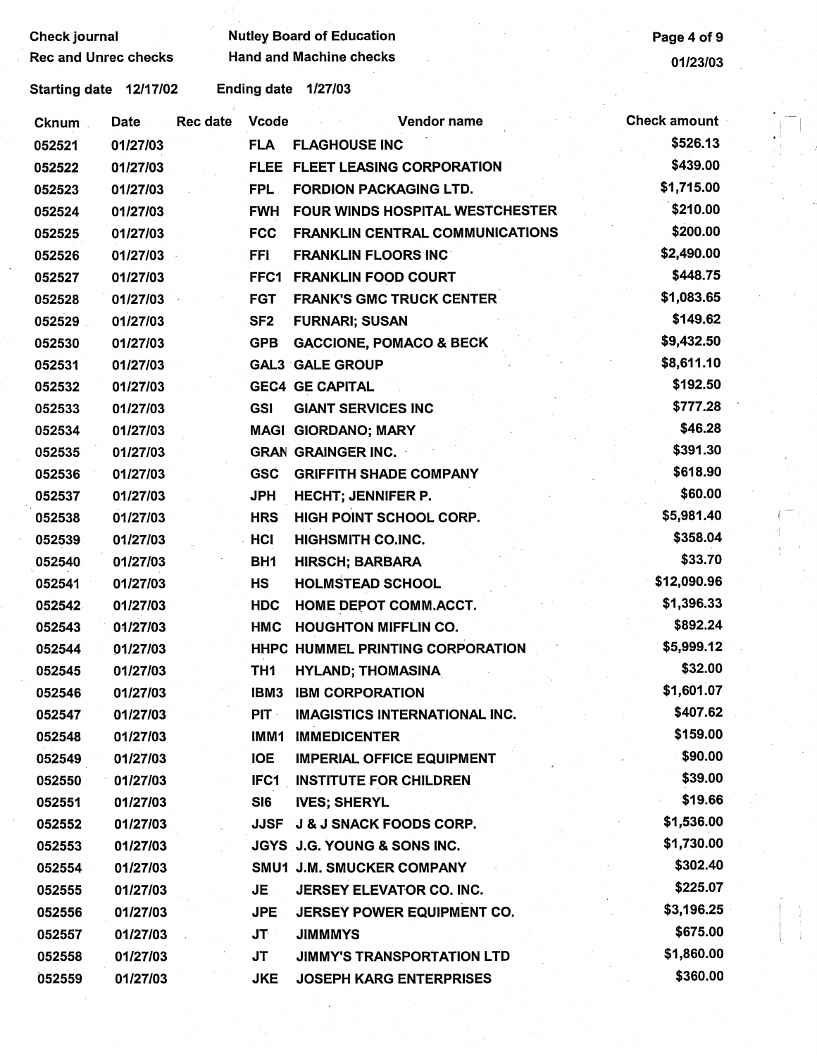Check journal
Rec and Unrec checks

Nutley Board of Education
Hand and Machine checks

01/23/03

Starting date 12/17/02 Ending date 1/27/03

| Cknum | Date | Rec date | Vcode | Vendor name | Check amount |
|---|---|---|---|---|---|
| 052521 | 01/27/03 | | FLA | FLAGHOUSE INC | $526.13 |
| 052522 | 01/27/03 | | FLEE | FLEET LEASING CORPORATION | $439.00 |
| 052523 | 01/27/03 | | FPL | FORDION PACKAGING LTD. | $1,715.00 |
| 052524 | 01/27/03 | | FWH | FOUR WINDS HOSPITAL WESTCHESTER | $210.00 |
| 052525 | 01/27/03 | | FCC | FRANKLIN CENTRAL COMMUNICATIONS | $200.00 |
| 052526 | 01/27/03 | | FFI | FRANKLIN FLOORS INC | $2,490.00 |
| 052527 | 01/27/03 | | FFC1 | FRANKLIN FOOD COURT | $448.75 |
| 052528 | 01/27/03 | | FGT | FRANK'S GMC TRUCK CENTER | $1,083.65 |
| 052529 | 01/27/03 | | SF2 | FURNARI; SUSAN | $149.62 |
| 052530 | 01/27/03 | | GPB | GACCIONE, POMACO & BECK | $9,432.50 |
| 052531 | 01/27/03 | | GAL3 | GALE GROUP | $8,611.10 |
| 052532 | 01/27/03 | | GEC4 | GE CAPITAL | $192.50 |
| 052533 | 01/27/03 | | GSI | GIANT SERVICES INC | $777.28 |
| 052534 | 01/27/03 | | MAGI | GIORDANO; MARY | $46.28 |
| 052535 | 01/27/03 | | GRAN | GRAINGER INC. | $391.30 |
| 052536 | 01/27/03 | | GSC | GRIFFITH SHADE COMPANY | $618.90 |
| 052537 | 01/27/03 | | JPH | HECHT; JENNIFER P. | $60.00 |
| 052538 | 01/27/03 | | HRS | HIGH POINT SCHOOL CORP. | $5,981.40 |
| 052539 | 01/27/03 | | HCI | HIGHSMITH CO.INC. | $358.04 |
| 052540 | 01/27/03 | | BH1 | HIRSCH; BARBARA | $33.70 |
| 052541 | 01/27/03 | | HS | HOLMSTEAD SCHOOL | $12,090.96 |
| 052542 | 01/27/03 | | HDC | HOME DEPOT COMM.ACCT. | $1,396.33 |
| 052543 | 01/27/03 | | HMC | HOUGHTON MIFFLIN CO. | $892.24 |
| 052544 | 01/27/03 | | HHPC | HUMMEL PRINTING CORPORATION | $5,999.12 |
| 052545 | 01/27/03 | | TH1 | HYLAND; THOMASINA | $32.00 |
| 052546 | 01/27/03 | | IBM3 | IBM CORPORATION | $1,601.07 |
| 052547 | 01/27/03 | | PIT | IMAGISTICS INTERNATIONAL INC. | $407.62 |
| 052548 | 01/27/03 | | IMM1 | IMMEDICENTER | $159.00 |
| 052549 | 01/27/03 | | IOE | IMPERIAL OFFICE EQUIPMENT | $90.00 |
| 052550 | 01/27/03 | | IFC1 | INSTITUTE FOR CHILDREN | $39.00 |
| 052551 | 01/27/03 | | SI6 | IVES; SHERYL | $19.66 |
| 052552 | 01/27/03 | | JJSF | J & J SNACK FOODS CORP. | $1,536.00 |
| 052553 | 01/27/03 | | JGYS | J.G. YOUNG & SONS INC. | $1,730.00 |
| 052554 | 01/27/03 | | SMU1 | J.M. SMUCKER COMPANY | $302.40 |
| 052555 | 01/27/03 | | JE | JERSEY ELEVATOR CO. INC. | $225.07 |
| 052556 | 01/27/03 | | JPE | JERSEY POWER EQUIPMENT CO. | $3,196.25 |
| 052557 | 01/27/03 | | JT | JIMMMYS | $675.00 |
| 052558 | 01/27/03 | | JT | JIMMY'S TRANSPORTATION LTD | $1,860.00 |
| 052559 | 01/27/03 | | JKE | JOSEPH KARG ENTERPRISES | $360.00 |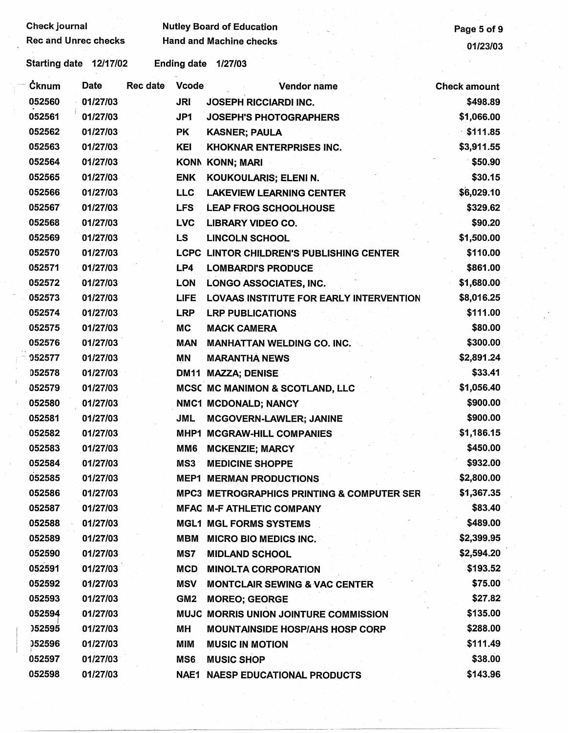Check journal
Rec and Unrec checks

Nutley Board of Education
Hand and Machine checks

01/23/03

Starting date 12/17/02 Ending date 1/27/03

| Cknum | Date | Rec date | Vcode | Vendor name | Check amount |
|---|---|---|---|---|---|
| 052560 | 01/27/03 | | JRI | JOSEPH RICCIARDI INC. | $498.89 |
| 052561 | 01/27/03 | | JP1 | JOSEPH'S PHOTOGRAPHERS | $1,066.00 |
| 052562 | 01/27/03 | | PK | KASNER; PAULA | $111.85 |
| 052563 | 01/27/03 | | KEI | KHOKNAR ENTERPRISES INC. | $3,911.55 |
| 052564 | 01/27/03 | | KONN | KONN; MARI | $50.90 |
| 052565 | 01/27/03 | | ENK | KOUKOULARIS; ELENI N. | $30.15 |
| 052566 | 01/27/03 | | LLC | LAKEVIEW LEARNING CENTER | $6,029.10 |
| 052567 | 01/27/03 | | LFS | LEAP FROG SCHOOLHOUSE | $329.62 |
| 052568 | 01/27/03 | | LVC | LIBRARY VIDEO CO. | $90.20 |
| 052569 | 01/27/03 | | LS | LINCOLN SCHOOL | $1,500.00 |
| 052570 | 01/27/03 | | LCPC | LINTOR CHILDREN'S PUBLISHING CENTER | $110.00 |
| 052571 | 01/27/03 | | LP4 | LOMBARDI'S PRODUCE | $861.00 |
| 052572 | 01/27/03 | | LON | LONGO ASSOCIATES, INC. | $1,680.00 |
| 052573 | 01/27/03 | | LIFE | LOVAAS INSTITUTE FOR EARLY INTERVENTION | $8,016.25 |
| 052574 | 01/27/03 | | LRP | LRP PUBLICATIONS | $111.00 |
| 052575 | 01/27/03 | | MC | MACK CAMERA | $80.00 |
| 052576 | 01/27/03 | | MAN | MANHATTAN WELDING CO. INC. | $300.00 |
| 052577 | 01/27/03 | | MN | MARANTHA NEWS | $2,891.24 |
| 052578 | 01/27/03 | | DM11 | MAZZA; DENISE | $33.41 |
| 052579 | 01/27/03 | | MCSC | MC MANIMON & SCOTLAND, LLC | $1,056.40 |
| 052580 | 01/27/03 | | NMC1 | MCDONALD; NANCY | $900.00 |
| 052581 | 01/27/03 | | JML | MCGOVERN-LAWLER; JANINE | $900.00 |
| 052582 | 01/27/03 | | MHP1 | MCGRAW-HILL COMPANIES | $1,186.15 |
| 052583 | 01/27/03 | | MM6 | MCKENZIE; MARCY | $450.00 |
| 052584 | 01/27/03 | | MS3 | MEDICINE SHOPPE | $932.00 |
| 052585 | 01/27/03 | | MEP1 | MERMAN PRODUCTIONS | $2,800.00 |
| 052586 | 01/27/03 | | MPC3 | METROGRAPHICS PRINTING & COMPUTER SER | $1,367.35 |
| 052587 | 01/27/03 | | MFAC | M-F ATHLETIC COMPANY | $83.40 |
| 052588 | 01/27/03 | | MGL1 | MGL FORMS SYSTEMS | $489.00 |
| 052589 | 01/27/03 | | MBM | MICRO BIO MEDICS INC. | $2,399.95 |
| 052590 | 01/27/03 | | MS7 | MIDLAND SCHOOL | $2,594.20 |
| 052591 | 01/27/03 | | MCD | MINOLTA CORPORATION | $193.52 |
| 052592 | 01/27/03 | | MSV | MONTCLAIR SEWING & VAC CENTER | $75.00 |
| 052593 | 01/27/03 | | GM2 | MOREO; GEORGE | $27.82 |
| 052594 | 01/27/03 | | MUJC | MORRIS UNION JOINTURE COMMISSION | $135.00 |
| 052595 | 01/27/03 | | MH | MOUNTAINSIDE HOSP/AHS HOSP CORP | $288.00 |
| 052596 | 01/27/03 | | MIM | MUSIC IN MOTION | $111.49 |
| 052597 | 01/27/03 | | MS6 | MUSIC SHOP | $38.00 |
| 052598 | 01/27/03 | | NAE1 | NAESP EDUCATIONAL PRODUCTS | $143.96 |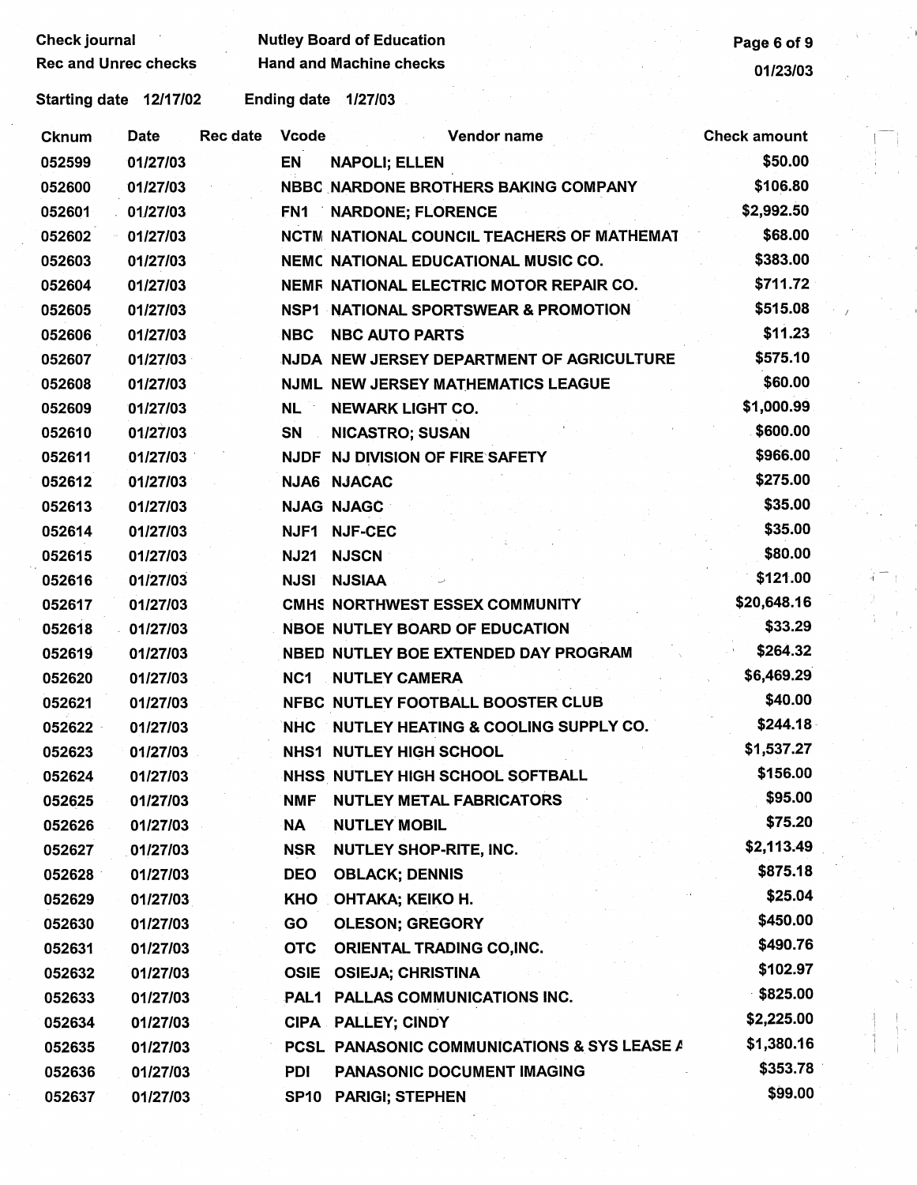Check journal
Rec and Unrec checks

Nutley Board of Education
Hand and Machine checks

01/23/03

Starting date 12/17/02    Ending date 1/27/03

| Cknum | Date | Rec date | Vcode | Vendor name | Check amount |
|---|---|---|---|---|---|
| 052599 | 01/27/03 | | EN | NAPOLI; ELLEN | $50.00 |
| 052600 | 01/27/03 | | NBBC | NARDONE BROTHERS BAKING COMPANY | $106.80 |
| 052601 | 01/27/03 | | FN1 | NARDONE; FLORENCE | $2,992.50 |
| 052602 | 01/27/03 | | NCTM | NATIONAL COUNCIL TEACHERS OF MATHEMAT | $68.00 |
| 052603 | 01/27/03 | | NEMC | NATIONAL EDUCATIONAL MUSIC CO. | $383.00 |
| 052604 | 01/27/03 | | NEMF | NATIONAL ELECTRIC MOTOR REPAIR CO. | $711.72 |
| 052605 | 01/27/03 | | NSP1 | NATIONAL SPORTSWEAR & PROMOTION | $515.08 |
| 052606 | 01/27/03 | | NBC | NBC AUTO PARTS | $11.23 |
| 052607 | 01/27/03 | | NJDA | NEW JERSEY DEPARTMENT OF AGRICULTURE | $575.10 |
| 052608 | 01/27/03 | | NJML | NEW JERSEY MATHEMATICS LEAGUE | $60.00 |
| 052609 | 01/27/03 | | NL | NEWARK LIGHT CO. | $1,000.99 |
| 052610 | 01/27/03 | | SN | NICASTRO; SUSAN | $600.00 |
| 052611 | 01/27/03 | | NJDF | NJ DIVISION OF FIRE SAFETY | $966.00 |
| 052612 | 01/27/03 | | NJA6 | NJACAC | $275.00 |
| 052613 | 01/27/03 | | NJAG | NJAGC | $35.00 |
| 052614 | 01/27/03 | | NJF1 | NJF-CEC | $35.00 |
| 052615 | 01/27/03 | | NJ21 | NJSCN | $80.00 |
| 052616 | 01/27/03 | | NJSI | NJSIAA | $121.00 |
| 052617 | 01/27/03 | | CMHS | NORTHWEST ESSEX COMMUNITY | $20,648.16 |
| 052618 | 01/27/03 | | NBOE | NUTLEY BOARD OF EDUCATION | $33.29 |
| 052619 | 01/27/03 | | NBED | NUTLEY BOE EXTENDED DAY PROGRAM | $264.32 |
| 052620 | 01/27/03 | | NC1 | NUTLEY CAMERA | $6,469.29 |
| 052621 | 01/27/03 | | NFBC | NUTLEY FOOTBALL BOOSTER CLUB | $40.00 |
| 052622 | 01/27/03 | | NHC | NUTLEY HEATING & COOLING SUPPLY CO. | $244.18 |
| 052623 | 01/27/03 | | NHS1 | NUTLEY HIGH SCHOOL | $1,537.27 |
| 052624 | 01/27/03 | | NHSS | NUTLEY HIGH SCHOOL SOFTBALL | $156.00 |
| 052625 | 01/27/03 | | NMF | NUTLEY METAL FABRICATORS | $95.00 |
| 052626 | 01/27/03 | | NA | NUTLEY MOBIL | $75.20 |
| 052627 | 01/27/03 | | NSR | NUTLEY SHOP-RITE, INC. | $2,113.49 |
| 052628 | 01/27/03 | | DEO | OBLACK; DENNIS | $875.18 |
| 052629 | 01/27/03 | | KHO | OHTAKA; KEIKO H. | $25.04 |
| 052630 | 01/27/03 | | GO | OLESON; GREGORY | $450.00 |
| 052631 | 01/27/03 | | OTC | ORIENTAL TRADING CO,INC. | $490.76 |
| 052632 | 01/27/03 | | OSIE | OSIEJA; CHRISTINA | $102.97 |
| 052633 | 01/27/03 | | PAL1 | PALLAS COMMUNICATIONS INC. | $825.00 |
| 052634 | 01/27/03 | | CIPA | PALLEY; CINDY | $2,225.00 |
| 052635 | 01/27/03 | | PCSL | PANASONIC COMMUNICATIONS & SYS LEASE A | $1,380.16 |
| 052636 | 01/27/03 | | PDI | PANASONIC DOCUMENT IMAGING | $353.78 |
| 052637 | 01/27/03 | | SP10 | PARIGI; STEPHEN | $99.00 |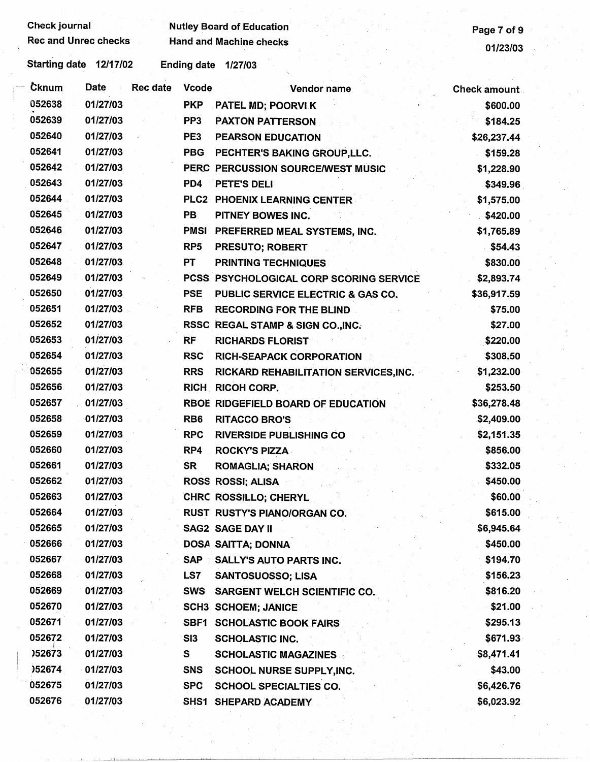Check journal | Nutley Board of Education
Rec and Unrec checks | Hand and Machine checks

01/23/03

Starting date 12/17/02 Ending date 1/27/03

| Cknum | Date | Rec date | Vcode | Vendor name | Check amount |
|---|---|---|---|---|---|
| 052638 | 01/27/03 | | PKP | PATEL MD; POORVI K | $600.00 |
| 052639 | 01/27/03 | | PP3 | PAXTON PATTERSON | $184.25 |
| 052640 | 01/27/03 | | PE3 | PEARSON EDUCATION | $26,237.44 |
| 052641 | 01/27/03 | | PBG | PECHTER'S BAKING GROUP,LLC. | $159.28 |
| 052642 | 01/27/03 | | PERC | PERCUSSION SOURCE/WEST MUSIC | $1,228.90 |
| 052643 | 01/27/03 | | PD4 | PETE'S DELI | $349.96 |
| 052644 | 01/27/03 | | PLC2 | PHOENIX LEARNING CENTER | $1,575.00 |
| 052645 | 01/27/03 | | PB | PITNEY BOWES INC. | $420.00 |
| 052646 | 01/27/03 | | PMSI | PREFERRED MEAL SYSTEMS, INC. | $1,765.89 |
| 052647 | 01/27/03 | | RP5 | PRESUTO; ROBERT | $54.43 |
| 052648 | 01/27/03 | | PT | PRINTING TECHNIQUES | $830.00 |
| 052649 | 01/27/03 | | PCSS | PSYCHOLOGICAL CORP SCORING SERVICE | $2,893.74 |
| 052650 | 01/27/03 | | PSE | PUBLIC SERVICE ELECTRIC & GAS CO. | $36,917.59 |
| 052651 | 01/27/03 | | RFB | RECORDING FOR THE BLIND | $75.00 |
| 052652 | 01/27/03 | | RSSC | REGAL STAMP & SIGN CO.,INC. | $27.00 |
| 052653 | 01/27/03 | | RF | RICHARDS FLORIST | $220.00 |
| 052654 | 01/27/03 | | RSC | RICH-SEAPACK CORPORATION | $308.50 |
| 052655 | 01/27/03 | | RRS | RICKARD REHABILITATION SERVICES,INC. | $1,232.00 |
| 052656 | 01/27/03 | | RICH | RICOH CORP. | $253.50 |
| 052657 | 01/27/03 | | RBOE | RIDGEFIELD BOARD OF EDUCATION | $36,278.48 |
| 052658 | 01/27/03 | | RB6 | RITACCO BRO'S | $2,409.00 |
| 052659 | 01/27/03 | | RPC | RIVERSIDE PUBLISHING CO | $2,151.35 |
| 052660 | 01/27/03 | | RP4 | ROCKY'S PIZZA | $856.00 |
| 052661 | 01/27/03 | | SR | ROMAGLIA; SHARON | $332.05 |
| 052662 | 01/27/03 | | ROSS | ROSSI; ALISA | $450.00 |
| 052663 | 01/27/03 | | CHRC | ROSSILLO; CHERYL | $60.00 |
| 052664 | 01/27/03 | | RUST | RUSTY'S PIANO/ORGAN CO. | $615.00 |
| 052665 | 01/27/03 | | SAG2 | SAGE DAY II | $6,945.64 |
| 052666 | 01/27/03 | | DOSA | SAITTA; DONNA | $450.00 |
| 052667 | 01/27/03 | | SAP | SALLY'S AUTO PARTS INC. | $194.70 |
| 052668 | 01/27/03 | | LS7 | SANTOSUOSSO; LISA | $156.23 |
| 052669 | 01/27/03 | | SWS | SARGENT WELCH SCIENTIFIC CO. | $816.20 |
| 052670 | 01/27/03 | | SCH3 | SCHOEM; JANICE | $21.00 |
| 052671 | 01/27/03 | | SBF1 | SCHOLASTIC BOOK FAIRS | $295.13 |
| 052672 | 01/27/03 | | SI3 | SCHOLASTIC INC. | $671.93 |
| 052673 | 01/27/03 | | S | SCHOLASTIC MAGAZINES | $8,471.41 |
| 052674 | 01/27/03 | | SNS | SCHOOL NURSE SUPPLY,INC. | $43.00 |
| 052675 | 01/27/03 | | SPC | SCHOOL SPECIALTIES CO. | $6,426.76 |
| 052676 | 01/27/03 | | SHS1 | SHEPARD ACADEMY | $6,023.92 |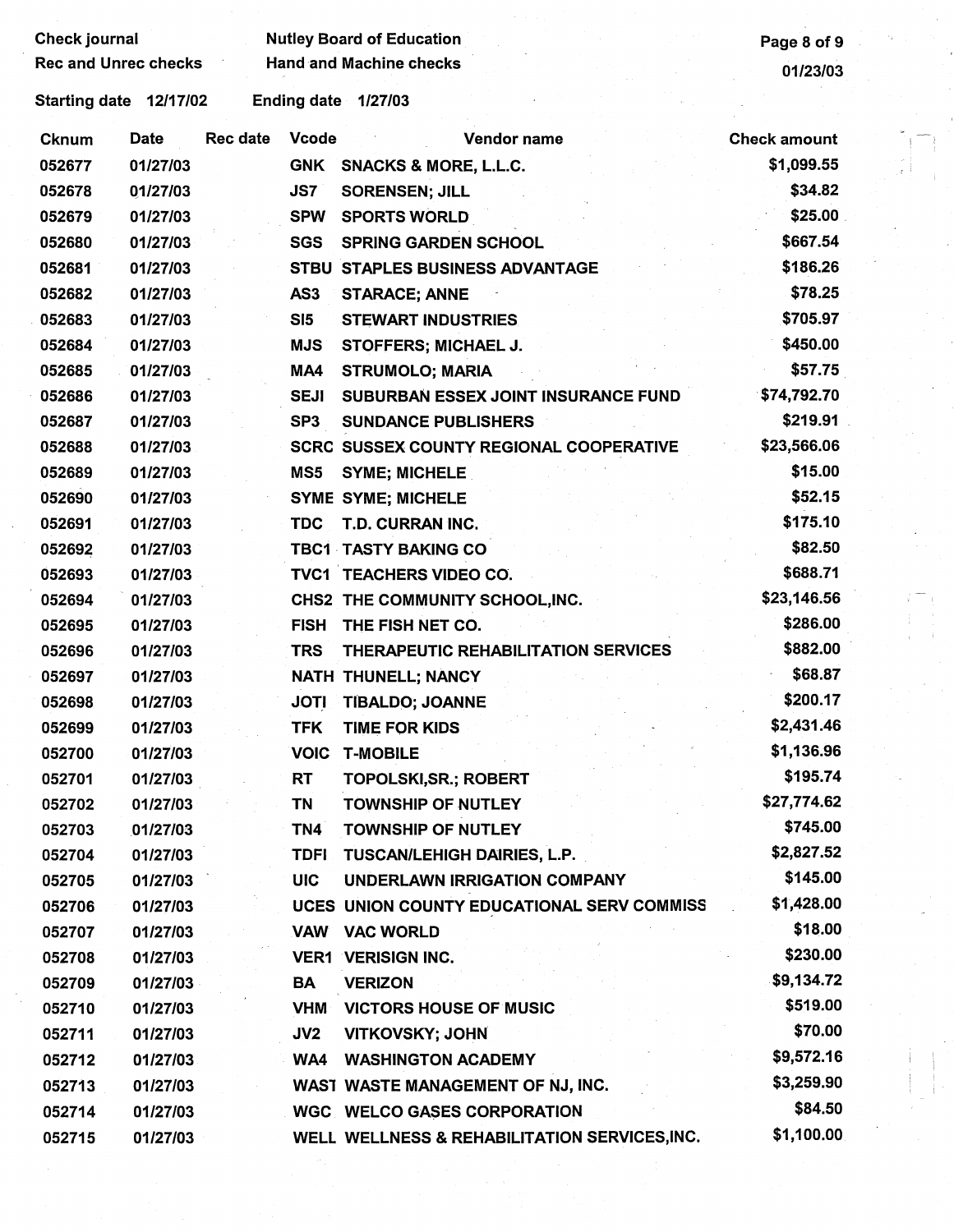Check journal — Nutley Board of Education
Rec and Unrec checks — Hand and Machine checks

Starting date 12/17/02 — Ending date 1/27/03

| Cknum | Date | Rec date | Vcode | Vendor name | Check amount |
|---|---|---|---|---|---|
| 052677 | 01/27/03 | | GNK | SNACKS & MORE, L.L.C. | $1,099.55 |
| 052678 | 01/27/03 | | JS7 | SORENSEN; JILL | $34.82 |
| 052679 | 01/27/03 | | SPW | SPORTS WORLD | $25.00 |
| 052680 | 01/27/03 | | SGS | SPRING GARDEN SCHOOL | $667.54 |
| 052681 | 01/27/03 | | STBU | STAPLES BUSINESS ADVANTAGE | $186.26 |
| 052682 | 01/27/03 | | AS3 | STARACE; ANNE | $78.25 |
| 052683 | 01/27/03 | | SI5 | STEWART INDUSTRIES | $705.97 |
| 052684 | 01/27/03 | | MJS | STOFFERS; MICHAEL J. | $450.00 |
| 052685 | 01/27/03 | | MA4 | STRUMOLO; MARIA | $57.75 |
| 052686 | 01/27/03 | | SEJI | SUBURBAN ESSEX JOINT INSURANCE FUND | $74,792.70 |
| 052687 | 01/27/03 | | SP3 | SUNDANCE PUBLISHERS | $219.91 |
| 052688 | 01/27/03 | | SCRC | SUSSEX COUNTY REGIONAL COOPERATIVE | $23,566.06 |
| 052689 | 01/27/03 | | MS5 | SYME; MICHELE | $15.00 |
| 052690 | 01/27/03 | | SYME | SYME; MICHELE | $52.15 |
| 052691 | 01/27/03 | | TDC | T.D. CURRAN INC. | $175.10 |
| 052692 | 01/27/03 | | TBC1 | TASTY BAKING CO | $82.50 |
| 052693 | 01/27/03 | | TVC1 | TEACHERS VIDEO CO. | $688.71 |
| 052694 | 01/27/03 | | CHS2 | THE COMMUNITY SCHOOL,INC. | $23,146.56 |
| 052695 | 01/27/03 | | FISH | THE FISH NET CO. | $286.00 |
| 052696 | 01/27/03 | | TRS | THERAPEUTIC REHABILITATION SERVICES | $882.00 |
| 052697 | 01/27/03 | | NATH | THUNELL; NANCY | $68.87 |
| 052698 | 01/27/03 | | JOTI | TIBALDO; JOANNE | $200.17 |
| 052699 | 01/27/03 | | TFK | TIME FOR KIDS | $2,431.46 |
| 052700 | 01/27/03 | | VOIC | T-MOBILE | $1,136.96 |
| 052701 | 01/27/03 | | RT | TOPOLSKI,SR.; ROBERT | $195.74 |
| 052702 | 01/27/03 | | TN | TOWNSHIP OF NUTLEY | $27,774.62 |
| 052703 | 01/27/03 | | TN4 | TOWNSHIP OF NUTLEY | $745.00 |
| 052704 | 01/27/03 | | TDFI | TUSCAN/LEHIGH DAIRIES, L.P. | $2,827.52 |
| 052705 | 01/27/03 | | UIC | UNDERLAWN IRRIGATION COMPANY | $145.00 |
| 052706 | 01/27/03 | | UCES | UNION COUNTY EDUCATIONAL SERV COMMISS | $1,428.00 |
| 052707 | 01/27/03 | | VAW | VAC WORLD | $18.00 |
| 052708 | 01/27/03 | | VER1 | VERISIGN INC. | $230.00 |
| 052709 | 01/27/03 | | BA | VERIZON | $9,134.72 |
| 052710 | 01/27/03 | | VHM | VICTORS HOUSE OF MUSIC | $519.00 |
| 052711 | 01/27/03 | | JV2 | VITKOVSKY; JOHN | $70.00 |
| 052712 | 01/27/03 | | WA4 | WASHINGTON ACADEMY | $9,572.16 |
| 052713 | 01/27/03 | | WAST | WASTE MANAGEMENT OF NJ, INC. | $3,259.90 |
| 052714 | 01/27/03 | | WGC | WELCO GASES CORPORATION | $84.50 |
| 052715 | 01/27/03 | | WELL | WELLNESS & REHABILITATION SERVICES,INC. | $1,100.00 |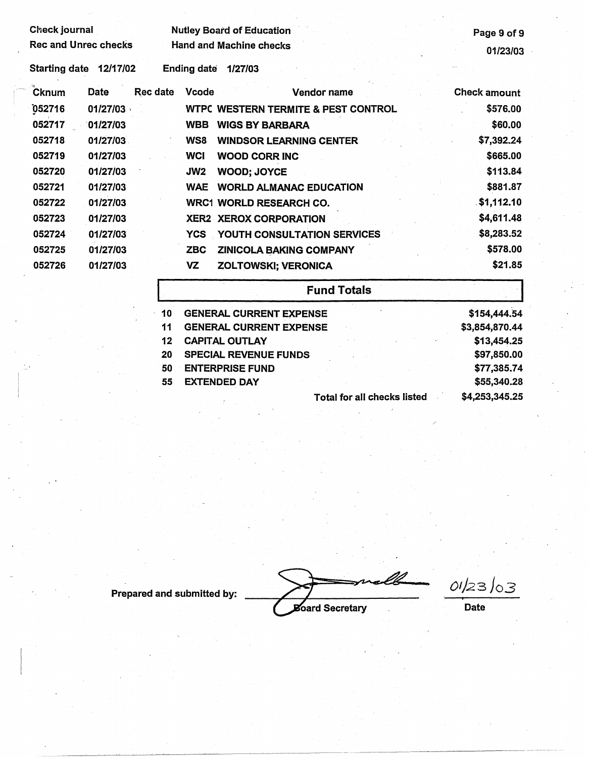Check journal
Rec and Unrec checks

Nutley Board of Education
Hand and Machine checks

01/23/03

Starting date 12/17/02 Ending date 1/27/03

| Cknum | Date | Rec date | Vcode | Vendor name | Check amount |
|---|---|---|---|---|---|
| 052716 | 01/27/03 | | WTPC | WESTERN TERMITE & PEST CONTROL | $576.00 |
| 052717 | 01/27/03 | | WBB | WIGS BY BARBARA | $60.00 |
| 052718 | 01/27/03 | | WS8 | WINDSOR LEARNING CENTER | $7,392.24 |
| 052719 | 01/27/03 | | WCI | WOOD CORR INC | $665.00 |
| 052720 | 01/27/03 | | JW2 | WOOD; JOYCE | $113.84 |
| 052721 | 01/27/03 | | WAE | WORLD ALMANAC EDUCATION | $881.87 |
| 052722 | 01/27/03 | | WRC1 | WORLD RESEARCH CO. | $1,112.10 |
| 052723 | 01/27/03 | | XER2 | XEROX CORPORATION | $4,611.48 |
| 052724 | 01/27/03 | | YCS | YOUTH CONSULTATION SERVICES | $8,283.52 |
| 052725 | 01/27/03 | | ZBC | ZINICOLA BAKING COMPANY | $578.00 |
| 052726 | 01/27/03 | | VZ | ZOLTOWSKI; VERONICA | $21.85 |

## Fund Totals

| | | |
|---|---|---|
| 10 | GENERAL CURRENT EXPENSE | $154,444.54 |
| 11 | GENERAL CURRENT EXPENSE | $3,854,870.44 |
| 12 | CAPITAL OUTLAY | $13,454.25 |
| 20 | SPECIAL REVENUE FUNDS | $97,850.00 |
| 50 | ENTERPRISE FUND | $77,385.74 |
| 55 | EXTENDED DAY | $55,340.28 |
| | Total for all checks listed | $4,253,345.25 |

Prepared and submitted by: _[signature]_ Board Secretary

01/23/03
Date